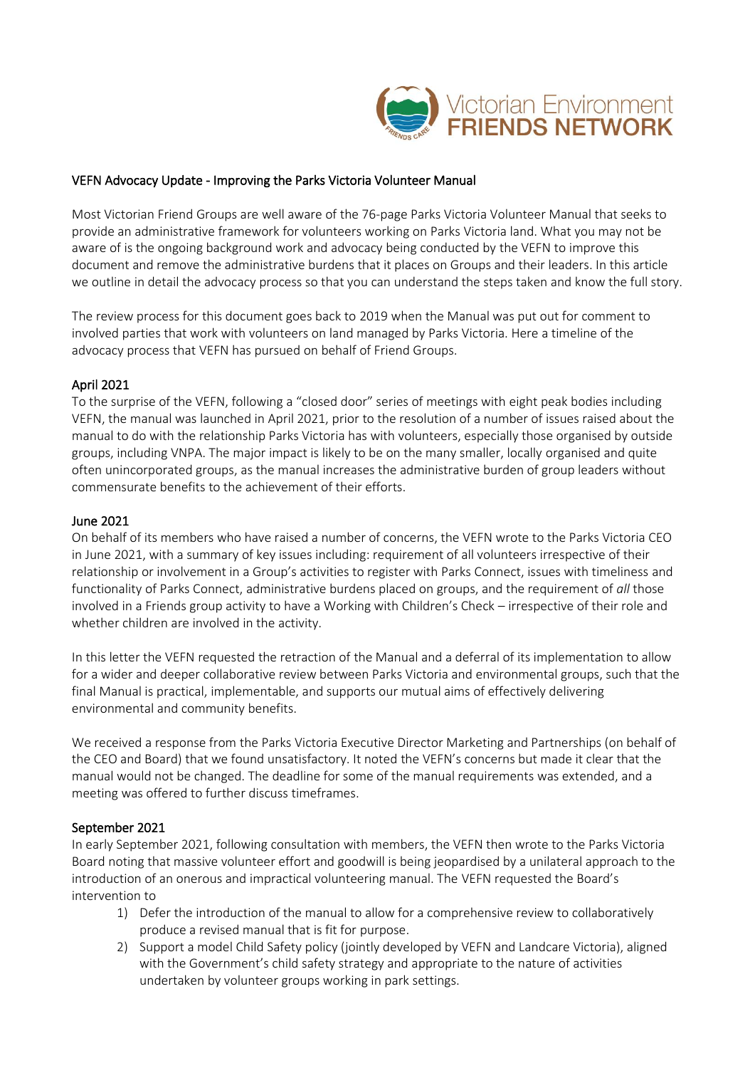## VEFN Advocacy Update - Improving the Parks Victoria Volunteer Manual

Most Victorian Friend Groups are well aware of the 76-page Parks Victoria Volunteer Manual that seeks to provide an administrative framework for volunteers working on Parks Victoria land. What you may not be aware of is the ongoing background work and advocacy being conducted by the VEFN to improve this document and remove the administrative burdens that it places on Groups and their leaders. In this article we outline in detail the advocacy process so that you can understand the steps taken and know the full story.

The review process for this document goes back to 2019 when the Manual was put out for comment to involved parties that work with volunteers on land managed by Parks Victoria. Here a timeline of the advocacy process that VEFN has pursued on behalf of Friend Groups.

### April 2021

To the surprise of the VEFN, following a "closed door" series of meetings with eight peak bodies including VEFN, the manual was launched in April 2021, prior to the resolution of a number of issues raised about the manual to do with the relationship Parks Victoria has with volunteers, especially those organised by outside groups, including VNPA. The major impact is likely to be on the many smaller, locally organised and quite often unincorporated groups, as the manual increases the administrative burden of group leaders without commensurate benefits to the achievement of their efforts.

### June 2021

On behalf of its members who have raised a number of concerns, the VEFN wrote to the Parks Victoria CEO in June 2021, with a summary of key issues including: requirement of all volunteers irrespective of their relationship or involvement in a Group's activities to register with Parks Connect, issues with timeliness and functionality of Parks Connect, administrative burdens placed on groups, and the requirement of *all* those involved in a Friends group activity to have a Working with Children's Check – irrespective of their role and whether children are involved in the activity.

In this letter the VEFN requested the retraction of the Manual and a deferral of its implementation to allow for a wider and deeper collaborative review between Parks Victoria and environmental groups, such that the final Manual is practical, implementable, and supports our mutual aims of effectively delivering environmental and community benefits.

We received a response from the Parks Victoria Executive Director Marketing and Partnerships (on behalf of the CEO and Board) that we found unsatisfactory. It noted the VEFN's concerns but made it clear that the manual would not be changed. The deadline for some of the manual requirements was extended, and a meeting was offered to further discuss timeframes.

### September 2021

In early September 2021, following consultation with members, the VEFN then wrote to the Parks Victoria Board noting that massive volunteer effort and goodwill is being jeopardised by a unilateral approach to the introduction of an onerous and impractical volunteering manual. The VEFN requested the Board's intervention to

1) Defer the introduction of the manual to allow for a comprehensive review to collaboratively produce a revised manual that is fit for purpose.
2) Support a model Child Safety policy (jointly developed by VEFN and Landcare Victoria), aligned with the Government's child safety strategy and appropriate to the nature of activities undertaken by volunteer groups working in park settings.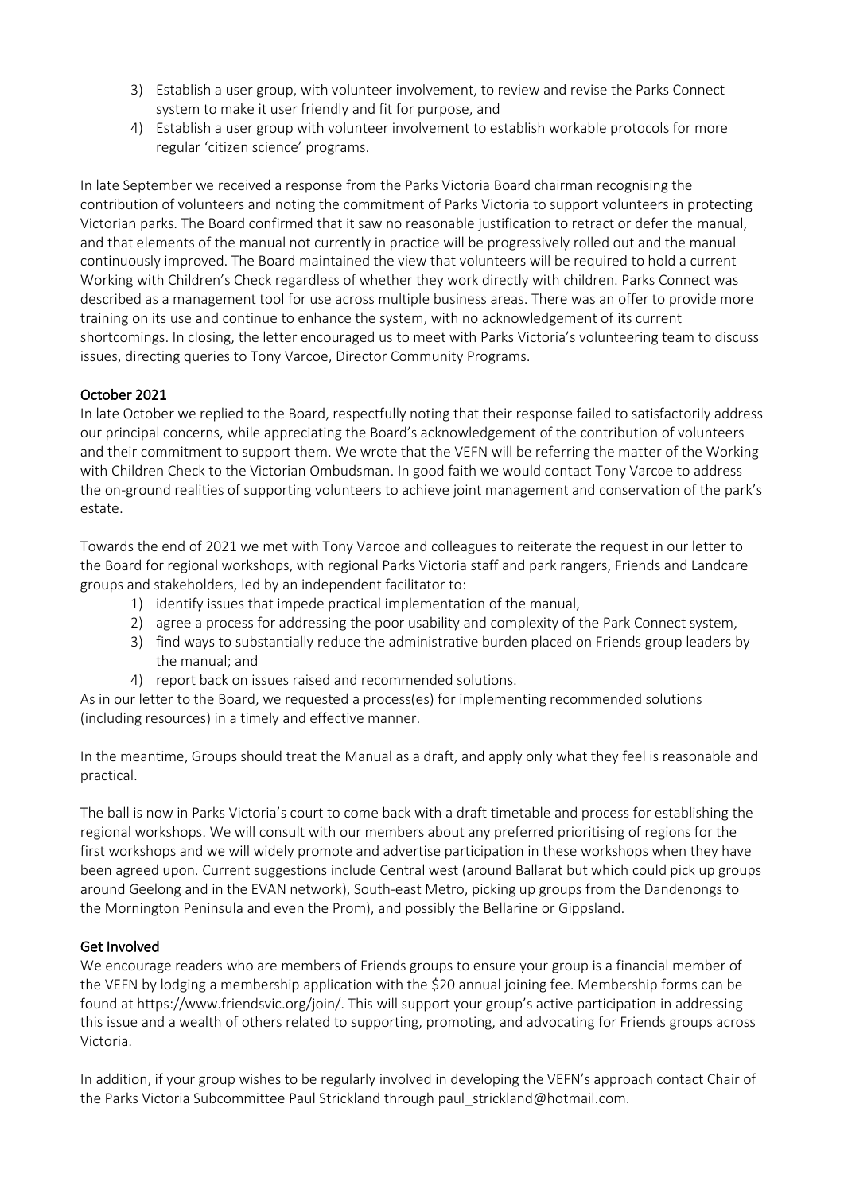3) Establish a user group, with volunteer involvement, to review and revise the Parks Connect system to make it user friendly and fit for purpose, and
4) Establish a user group with volunteer involvement to establish workable protocols for more regular 'citizen science' programs.

In late September we received a response from the Parks Victoria Board chairman recognising the contribution of volunteers and noting the commitment of Parks Victoria to support volunteers in protecting Victorian parks. The Board confirmed that it saw no reasonable justification to retract or defer the manual, and that elements of the manual not currently in practice will be progressively rolled out and the manual continuously improved. The Board maintained the view that volunteers will be required to hold a current Working with Children's Check regardless of whether they work directly with children. Parks Connect was described as a management tool for use across multiple business areas. There was an offer to provide more training on its use and continue to enhance the system, with no acknowledgement of its current shortcomings. In closing, the letter encouraged us to meet with Parks Victoria's volunteering team to discuss issues, directing queries to Tony Varcoe, Director Community Programs.

## October 2021

In late October we replied to the Board, respectfully noting that their response failed to satisfactorily address our principal concerns, while appreciating the Board's acknowledgement of the contribution of volunteers and their commitment to support them. We wrote that the VEFN will be referring the matter of the Working with Children Check to the Victorian Ombudsman. In good faith we would contact Tony Varcoe to address the on-ground realities of supporting volunteers to achieve joint management and conservation of the park's estate.

Towards the end of 2021 we met with Tony Varcoe and colleagues to reiterate the request in our letter to the Board for regional workshops, with regional Parks Victoria staff and park rangers, Friends and Landcare groups and stakeholders, led by an independent facilitator to:

1) identify issues that impede practical implementation of the manual,
2) agree a process for addressing the poor usability and complexity of the Park Connect system,
3) find ways to substantially reduce the administrative burden placed on Friends group leaders by the manual; and
4) report back on issues raised and recommended solutions.

As in our letter to the Board, we requested a process(es) for implementing recommended solutions (including resources) in a timely and effective manner.

In the meantime, Groups should treat the Manual as a draft, and apply only what they feel is reasonable and practical.

The ball is now in Parks Victoria's court to come back with a draft timetable and process for establishing the regional workshops. We will consult with our members about any preferred prioritising of regions for the first workshops and we will widely promote and advertise participation in these workshops when they have been agreed upon. Current suggestions include Central west (around Ballarat but which could pick up groups around Geelong and in the EVAN network), South-east Metro, picking up groups from the Dandenongs to the Mornington Peninsula and even the Prom), and possibly the Bellarine or Gippsland.

## Get Involved

We encourage readers who are members of Friends groups to ensure your group is a financial member of the VEFN by lodging a membership application with the $20 annual joining fee. Membership forms can be found at https://www.friendsvic.org/join/. This will support your group's active participation in addressing this issue and a wealth of others related to supporting, promoting, and advocating for Friends groups across Victoria.

In addition, if your group wishes to be regularly involved in developing the VEFN's approach contact Chair of the Parks Victoria Subcommittee Paul Strickland through paul_strickland@hotmail.com.